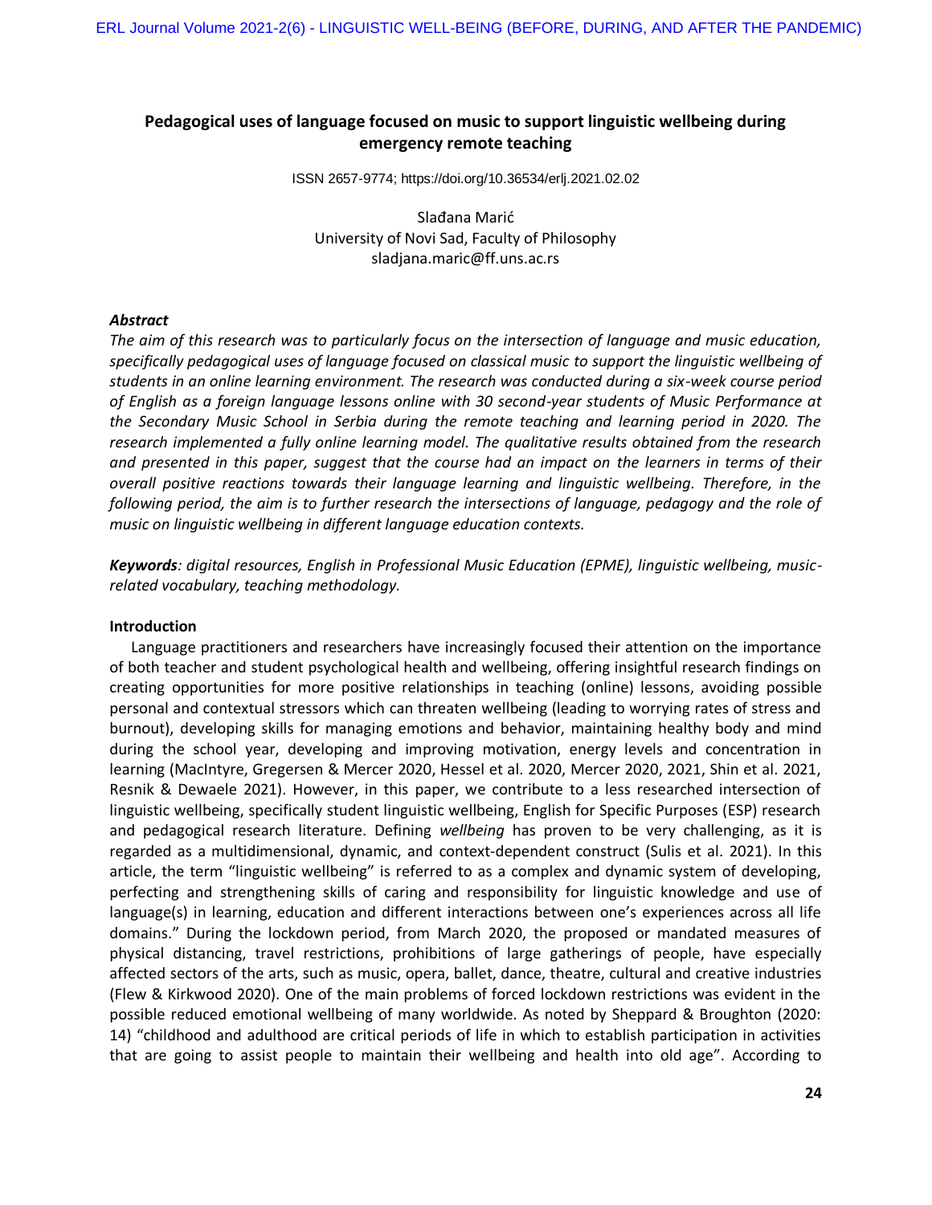# Pedagogical uses of language focused on music to support linguistic wellbeing during emergency remote teaching

ISSN 2657-9774; https://doi.org/10.36534/erlj.2021.02.02

Slađana Marić
University of Novi Sad, Faculty of Philosophy
sladjana.maric@ff.uns.ac.rs

### *Abstract*

*The aim of this research was to particularly focus on the intersection of language and music education, specifically pedagogical uses of language focused on classical music to support the linguistic wellbeing of students in an online learning environment. The research was conducted during a six-week course period of English as a foreign language lessons online with 30 second-year students of Music Performance at the Secondary Music School in Serbia during the remote teaching and learning period in 2020. The research implemented a fully online learning model. The qualitative results obtained from the research and presented in this paper, suggest that the course had an impact on the learners in terms of their overall positive reactions towards their language learning and linguistic wellbeing. Therefore, in the following period, the aim is to further research the intersections of language, pedagogy and the role of music on linguistic wellbeing in different language education contexts.*

***Keywords****: digital resources, English in Professional Music Education (EPME), linguistic wellbeing, music-related vocabulary, teaching methodology.*

### Introduction

Language practitioners and researchers have increasingly focused their attention on the importance of both teacher and student psychological health and wellbeing, offering insightful research findings on creating opportunities for more positive relationships in teaching (online) lessons, avoiding possible personal and contextual stressors which can threaten wellbeing (leading to worrying rates of stress and burnout), developing skills for managing emotions and behavior, maintaining healthy body and mind during the school year, developing and improving motivation, energy levels and concentration in learning (MacIntyre, Gregersen & Mercer 2020, Hessel et al. 2020, Mercer 2020, 2021, Shin et al. 2021, Resnik & Dewaele 2021). However, in this paper, we contribute to a less researched intersection of linguistic wellbeing, specifically student linguistic wellbeing, English for Specific Purposes (ESP) research and pedagogical research literature. Defining *wellbeing* has proven to be very challenging, as it is regarded as a multidimensional, dynamic, and context-dependent construct (Sulis et al. 2021). In this article, the term "linguistic wellbeing" is referred to as a complex and dynamic system of developing, perfecting and strengthening skills of caring and responsibility for linguistic knowledge and use of language(s) in learning, education and different interactions between one's experiences across all life domains." During the lockdown period, from March 2020, the proposed or mandated measures of physical distancing, travel restrictions, prohibitions of large gatherings of people, have especially affected sectors of the arts, such as music, opera, ballet, dance, theatre, cultural and creative industries (Flew & Kirkwood 2020). One of the main problems of forced lockdown restrictions was evident in the possible reduced emotional wellbeing of many worldwide. As noted by Sheppard & Broughton (2020: 14) "childhood and adulthood are critical periods of life in which to establish participation in activities that are going to assist people to maintain their wellbeing and health into old age". According to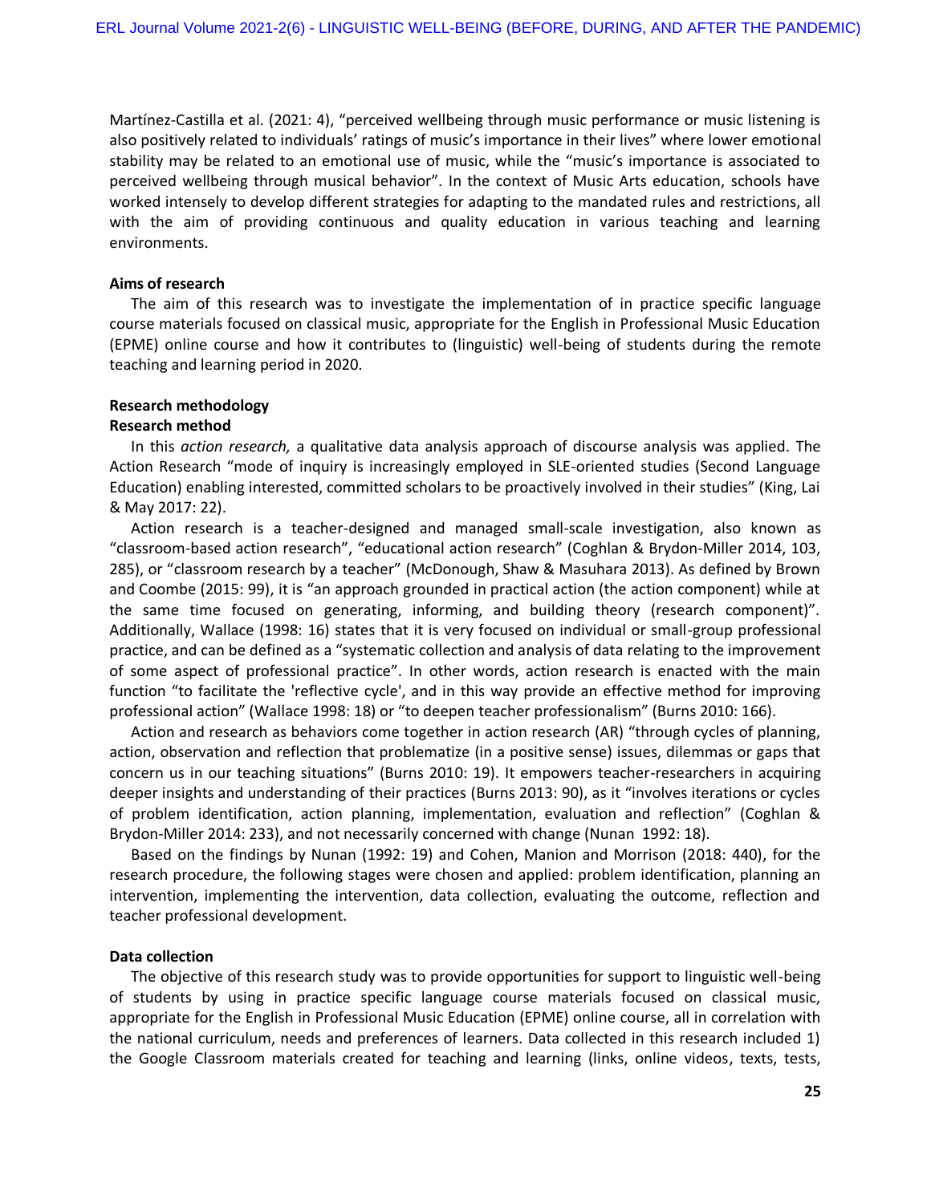Martínez-Castilla et al. (2021: 4), "perceived wellbeing through music performance or music listening is also positively related to individuals' ratings of music's importance in their lives" where lower emotional stability may be related to an emotional use of music, while the "music's importance is associated to perceived wellbeing through musical behavior". In the context of Music Arts education, schools have worked intensely to develop different strategies for adapting to the mandated rules and restrictions, all with the aim of providing continuous and quality education in various teaching and learning environments.

**Aims of research**

The aim of this research was to investigate the implementation of in practice specific language course materials focused on classical music, appropriate for the English in Professional Music Education (EPME) online course and how it contributes to (linguistic) well-being of students during the remote teaching and learning period in 2020.

**Research methodology**

**Research method**

In this *action research,* a qualitative data analysis approach of discourse analysis was applied. The Action Research "mode of inquiry is increasingly employed in SLE-oriented studies (Second Language Education) enabling interested, committed scholars to be proactively involved in their studies" (King, Lai & May 2017: 22).

Action research is a teacher-designed and managed small-scale investigation, also known as "classroom-based action research", "educational action research" (Coghlan & Brydon-Miller 2014, 103, 285), or "classroom research by a teacher" (McDonough, Shaw & Masuhara 2013). As defined by Brown and Coombe (2015: 99), it is "an approach grounded in practical action (the action component) while at the same time focused on generating, informing, and building theory (research component)". Additionally, Wallace (1998: 16) states that it is very focused on individual or small-group professional practice, and can be defined as a "systematic collection and analysis of data relating to the improvement of some aspect of professional practice". In other words, action research is enacted with the main function "to facilitate the 'reflective cycle', and in this way provide an effective method for improving professional action" (Wallace 1998: 18) or "to deepen teacher professionalism" (Burns 2010: 166).

Action and research as behaviors come together in action research (AR) "through cycles of planning, action, observation and reflection that problematize (in a positive sense) issues, dilemmas or gaps that concern us in our teaching situations" (Burns 2010: 19). It empowers teacher-researchers in acquiring deeper insights and understanding of their practices (Burns 2013: 90), as it "involves iterations or cycles of problem identification, action planning, implementation, evaluation and reflection" (Coghlan & Brydon-Miller 2014: 233), and not necessarily concerned with change (Nunan 1992: 18).

Based on the findings by Nunan (1992: 19) and Cohen, Manion and Morrison (2018: 440), for the research procedure, the following stages were chosen and applied: problem identification, planning an intervention, implementing the intervention, data collection, evaluating the outcome, reflection and teacher professional development.

**Data collection**

The objective of this research study was to provide opportunities for support to linguistic well-being of students by using in practice specific language course materials focused on classical music, appropriate for the English in Professional Music Education (EPME) online course, all in correlation with the national curriculum, needs and preferences of learners. Data collected in this research included 1) the Google Classroom materials created for teaching and learning (links, online videos, texts, tests,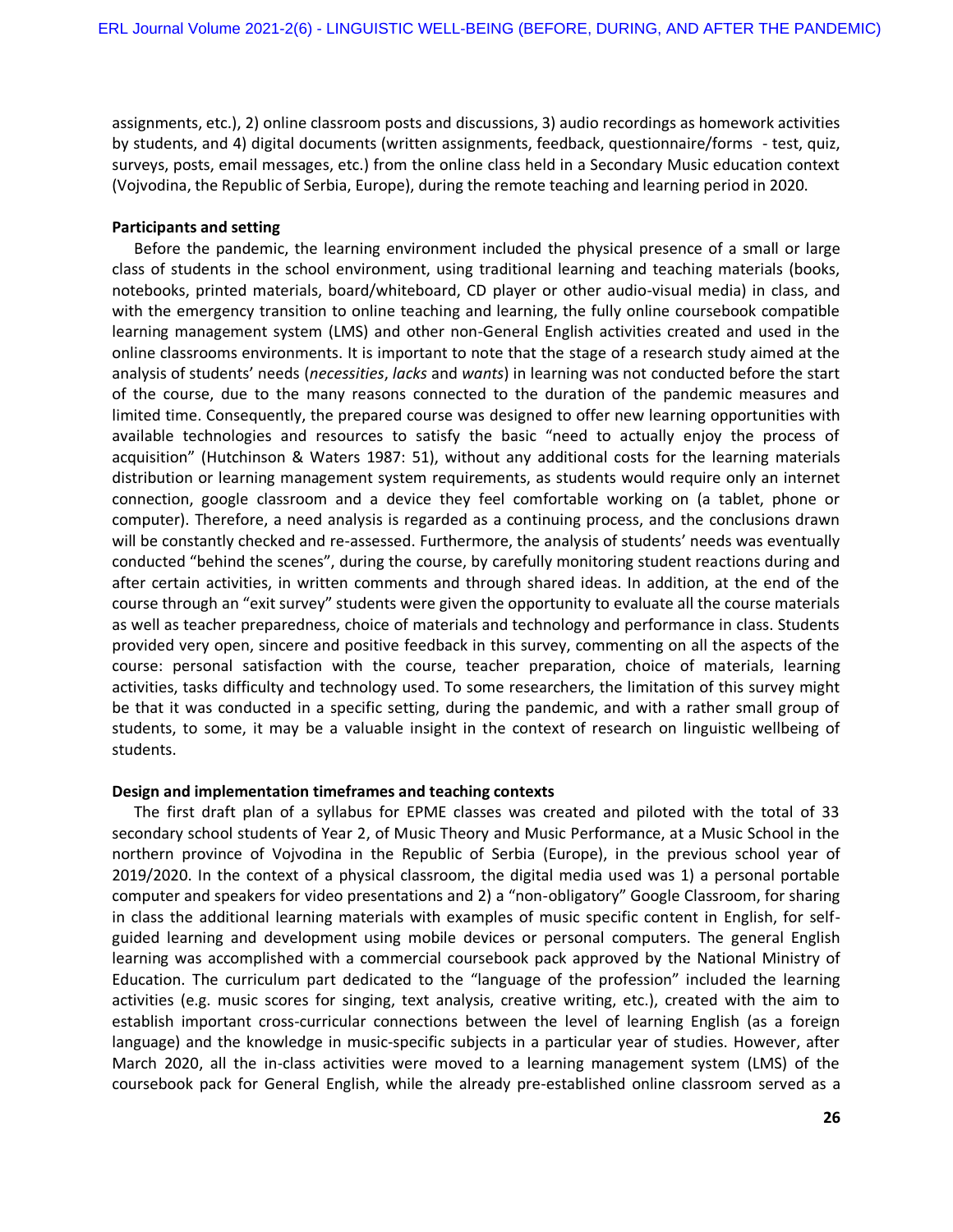assignments, etc.), 2) online classroom posts and discussions, 3) audio recordings as homework activities by students, and 4) digital documents (written assignments, feedback, questionnaire/forms - test, quiz, surveys, posts, email messages, etc.) from the online class held in a Secondary Music education context (Vojvodina, the Republic of Serbia, Europe), during the remote teaching and learning period in 2020.

**Participants and setting**

Before the pandemic, the learning environment included the physical presence of a small or large class of students in the school environment, using traditional learning and teaching materials (books, notebooks, printed materials, board/whiteboard, CD player or other audio-visual media) in class, and with the emergency transition to online teaching and learning, the fully online coursebook compatible learning management system (LMS) and other non-General English activities created and used in the online classrooms environments. It is important to note that the stage of a research study aimed at the analysis of students' needs (*necessities*, *lacks* and *wants*) in learning was not conducted before the start of the course, due to the many reasons connected to the duration of the pandemic measures and limited time. Consequently, the prepared course was designed to offer new learning opportunities with available technologies and resources to satisfy the basic "need to actually enjoy the process of acquisition" (Hutchinson & Waters 1987: 51), without any additional costs for the learning materials distribution or learning management system requirements, as students would require only an internet connection, google classroom and a device they feel comfortable working on (a tablet, phone or computer). Therefore, a need analysis is regarded as a continuing process, and the conclusions drawn will be constantly checked and re-assessed. Furthermore, the analysis of students' needs was eventually conducted "behind the scenes", during the course, by carefully monitoring student reactions during and after certain activities, in written comments and through shared ideas. In addition, at the end of the course through an "exit survey" students were given the opportunity to evaluate all the course materials as well as teacher preparedness, choice of materials and technology and performance in class. Students provided very open, sincere and positive feedback in this survey, commenting on all the aspects of the course: personal satisfaction with the course, teacher preparation, choice of materials, learning activities, tasks difficulty and technology used. To some researchers, the limitation of this survey might be that it was conducted in a specific setting, during the pandemic, and with a rather small group of students, to some, it may be a valuable insight in the context of research on linguistic wellbeing of students.

**Design and implementation timeframes and teaching contexts**

The first draft plan of a syllabus for EPME classes was created and piloted with the total of 33 secondary school students of Year 2, of Music Theory and Music Performance, at a Music School in the northern province of Vojvodina in the Republic of Serbia (Europe), in the previous school year of 2019/2020. In the context of a physical classroom, the digital media used was 1) a personal portable computer and speakers for video presentations and 2) a "non-obligatory" Google Classroom, for sharing in class the additional learning materials with examples of music specific content in English, for self-guided learning and development using mobile devices or personal computers. The general English learning was accomplished with a commercial coursebook pack approved by the National Ministry of Education. The curriculum part dedicated to the "language of the profession" included the learning activities (e.g. music scores for singing, text analysis, creative writing, etc.), created with the aim to establish important cross-curricular connections between the level of learning English (as a foreign language) and the knowledge in music-specific subjects in a particular year of studies. However, after March 2020, all the in-class activities were moved to a learning management system (LMS) of the coursebook pack for General English, while the already pre-established online classroom served as a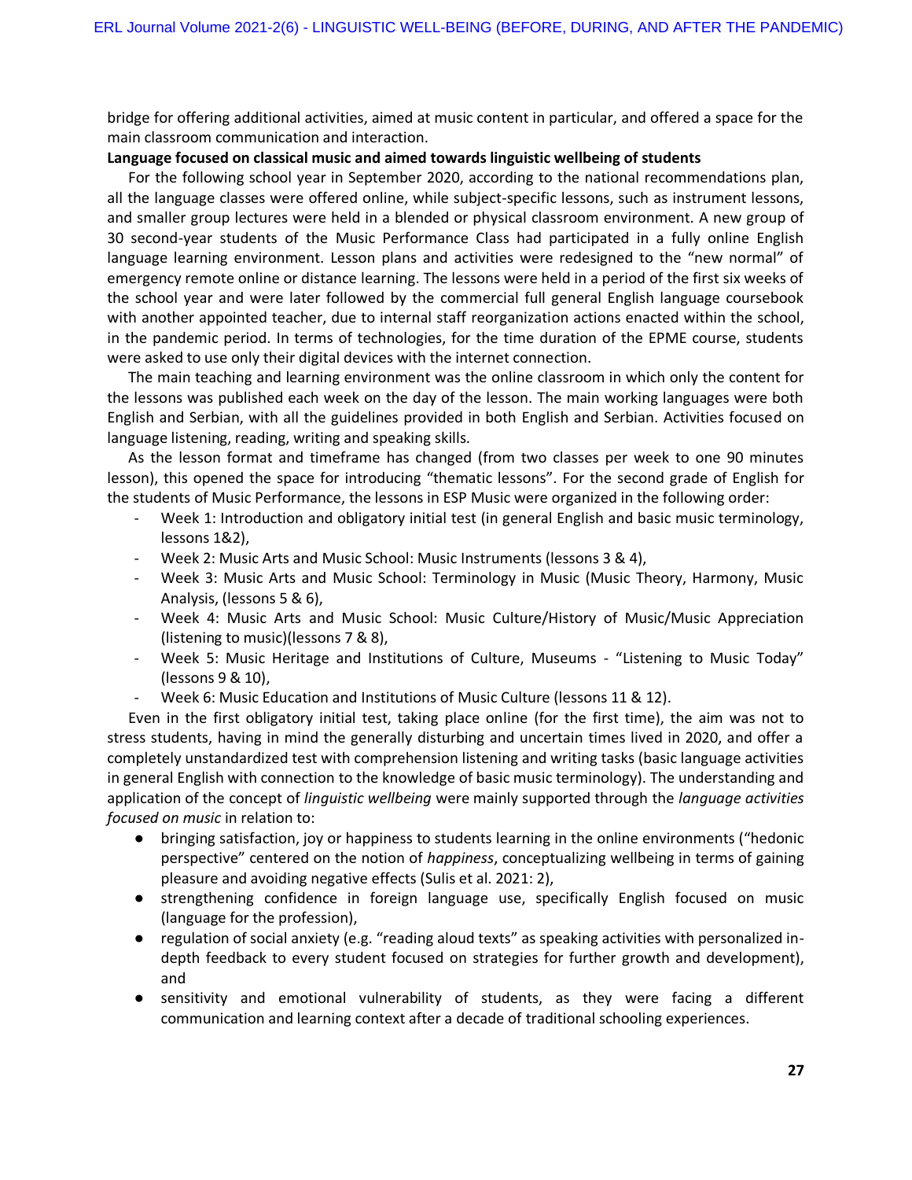bridge for offering additional activities, aimed at music content in particular, and offered a space for the main classroom communication and interaction.

**Language focused on classical music and aimed towards linguistic wellbeing of students**

For the following school year in September 2020, according to the national recommendations plan, all the language classes were offered online, while subject-specific lessons, such as instrument lessons, and smaller group lectures were held in a blended or physical classroom environment. A new group of 30 second-year students of the Music Performance Class had participated in a fully online English language learning environment. Lesson plans and activities were redesigned to the "new normal" of emergency remote online or distance learning. The lessons were held in a period of the first six weeks of the school year and were later followed by the commercial full general English language coursebook with another appointed teacher, due to internal staff reorganization actions enacted within the school, in the pandemic period. In terms of technologies, for the time duration of the EPME course, students were asked to use only their digital devices with the internet connection.

The main teaching and learning environment was the online classroom in which only the content for the lessons was published each week on the day of the lesson. The main working languages were both English and Serbian, with all the guidelines provided in both English and Serbian. Activities focused on language listening, reading, writing and speaking skills.

As the lesson format and timeframe has changed (from two classes per week to one 90 minutes lesson), this opened the space for introducing "thematic lessons". For the second grade of English for the students of Music Performance, the lessons in ESP Music were organized in the following order:

- Week 1: Introduction and obligatory initial test (in general English and basic music terminology, lessons 1&2),
- Week 2: Music Arts and Music School: Music Instruments (lessons 3 & 4),
- Week 3: Music Arts and Music School: Terminology in Music (Music Theory, Harmony, Music Analysis, (lessons 5 & 6),
- Week 4: Music Arts and Music School: Music Culture/History of Music/Music Appreciation (listening to music)(lessons 7 & 8),
- Week 5: Music Heritage and Institutions of Culture, Museums - "Listening to Music Today" (lessons 9 & 10),
- Week 6: Music Education and Institutions of Music Culture (lessons 11 & 12).

Even in the first obligatory initial test, taking place online (for the first time), the aim was not to stress students, having in mind the generally disturbing and uncertain times lived in 2020, and offer a completely unstandardized test with comprehension listening and writing tasks (basic language activities in general English with connection to the knowledge of basic music terminology). The understanding and application of the concept of *linguistic wellbeing* were mainly supported through the *language activities focused on music* in relation to:

- bringing satisfaction, joy or happiness to students learning in the online environments ("hedonic perspective" centered on the notion of *happiness*, conceptualizing wellbeing in terms of gaining pleasure and avoiding negative effects (Sulis et al. 2021: 2),
- strengthening confidence in foreign language use, specifically English focused on music (language for the profession),
- regulation of social anxiety (e.g. "reading aloud texts" as speaking activities with personalized in-depth feedback to every student focused on strategies for further growth and development), and
- sensitivity and emotional vulnerability of students, as they were facing a different communication and learning context after a decade of traditional schooling experiences.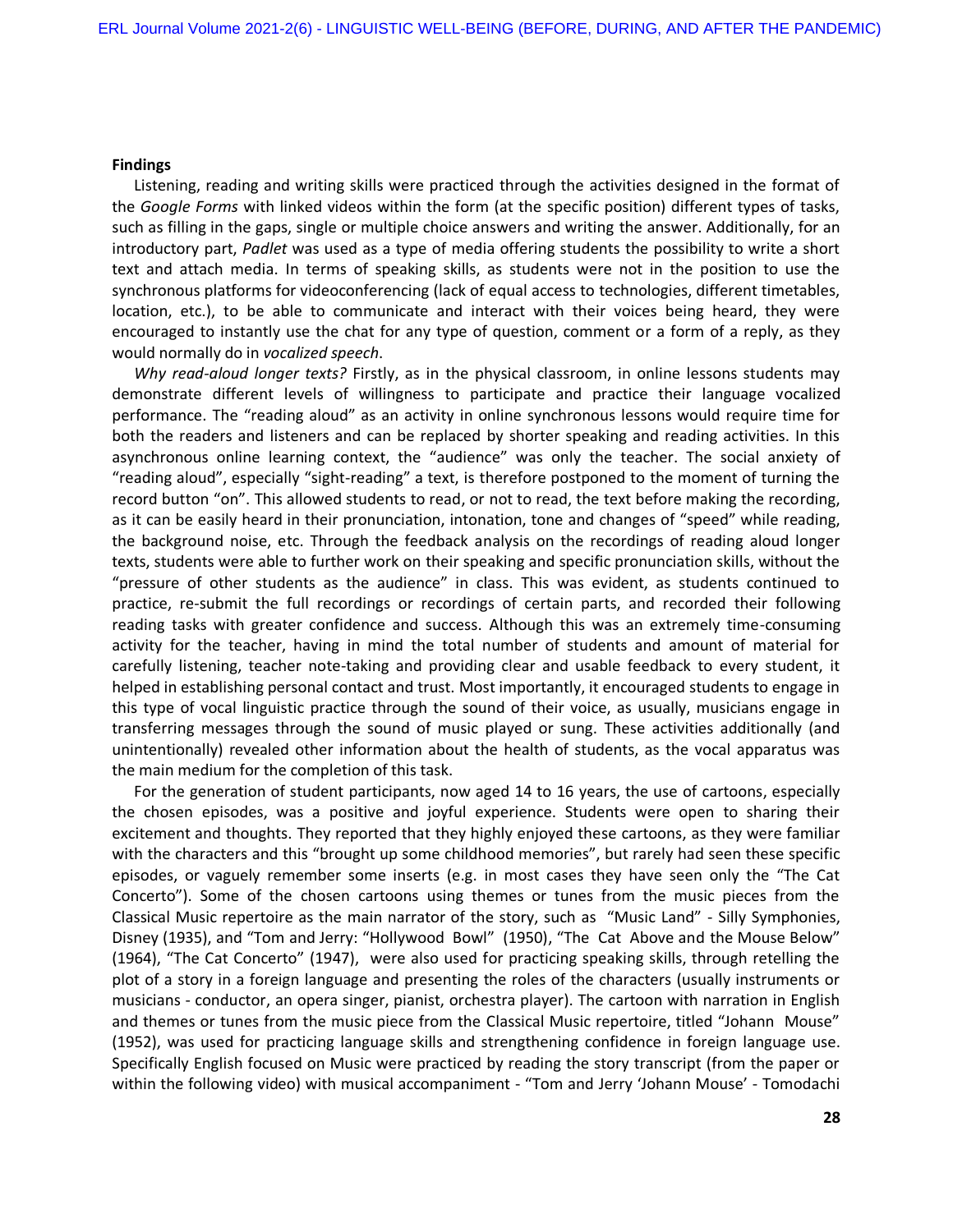**Findings**

Listening, reading and writing skills were practiced through the activities designed in the format of the *Google Forms* with linked videos within the form (at the specific position) different types of tasks, such as filling in the gaps, single or multiple choice answers and writing the answer. Additionally, for an introductory part, *Padlet* was used as a type of media offering students the possibility to write a short text and attach media. In terms of speaking skills, as students were not in the position to use the synchronous platforms for videoconferencing (lack of equal access to technologies, different timetables, location, etc.), to be able to communicate and interact with their voices being heard, they were encouraged to instantly use the chat for any type of question, comment or a form of a reply, as they would normally do in *vocalized speech*.

*Why read-aloud longer texts?* Firstly, as in the physical classroom, in online lessons students may demonstrate different levels of willingness to participate and practice their language vocalized performance. The "reading aloud" as an activity in online synchronous lessons would require time for both the readers and listeners and can be replaced by shorter speaking and reading activities. In this asynchronous online learning context, the "audience" was only the teacher. The social anxiety of "reading aloud", especially "sight-reading" a text, is therefore postponed to the moment of turning the record button "on". This allowed students to read, or not to read, the text before making the recording, as it can be easily heard in their pronunciation, intonation, tone and changes of "speed" while reading, the background noise, etc. Through the feedback analysis on the recordings of reading aloud longer texts, students were able to further work on their speaking and specific pronunciation skills, without the "pressure of other students as the audience" in class. This was evident, as students continued to practice, re-submit the full recordings or recordings of certain parts, and recorded their following reading tasks with greater confidence and success. Although this was an extremely time-consuming activity for the teacher, having in mind the total number of students and amount of material for carefully listening, teacher note-taking and providing clear and usable feedback to every student, it helped in establishing personal contact and trust. Most importantly, it encouraged students to engage in this type of vocal linguistic practice through the sound of their voice, as usually, musicians engage in transferring messages through the sound of music played or sung. These activities additionally (and unintentionally) revealed other information about the health of students, as the vocal apparatus was the main medium for the completion of this task.

For the generation of student participants, now aged 14 to 16 years, the use of cartoons, especially the chosen episodes, was a positive and joyful experience. Students were open to sharing their excitement and thoughts. They reported that they highly enjoyed these cartoons, as they were familiar with the characters and this "brought up some childhood memories", but rarely had seen these specific episodes, or vaguely remember some inserts (e.g. in most cases they have seen only the "The Cat Concerto"). Some of the chosen cartoons using themes or tunes from the music pieces from the Classical Music repertoire as the main narrator of the story, such as "Music Land" - Silly Symphonies, Disney (1935), and "Tom and Jerry: "Hollywood Bowl" (1950), "The Cat Above and the Mouse Below" (1964), "The Cat Concerto" (1947), were also used for practicing speaking skills, through retelling the plot of a story in a foreign language and presenting the roles of the characters (usually instruments or musicians - conductor, an opera singer, pianist, orchestra player). The cartoon with narration in English and themes or tunes from the music piece from the Classical Music repertoire, titled "Johann Mouse" (1952), was used for practicing language skills and strengthening confidence in foreign language use. Specifically English focused on Music were practiced by reading the story transcript (from the paper or within the following video) with musical accompaniment - "Tom and Jerry 'Johann Mouse' - Tomodachi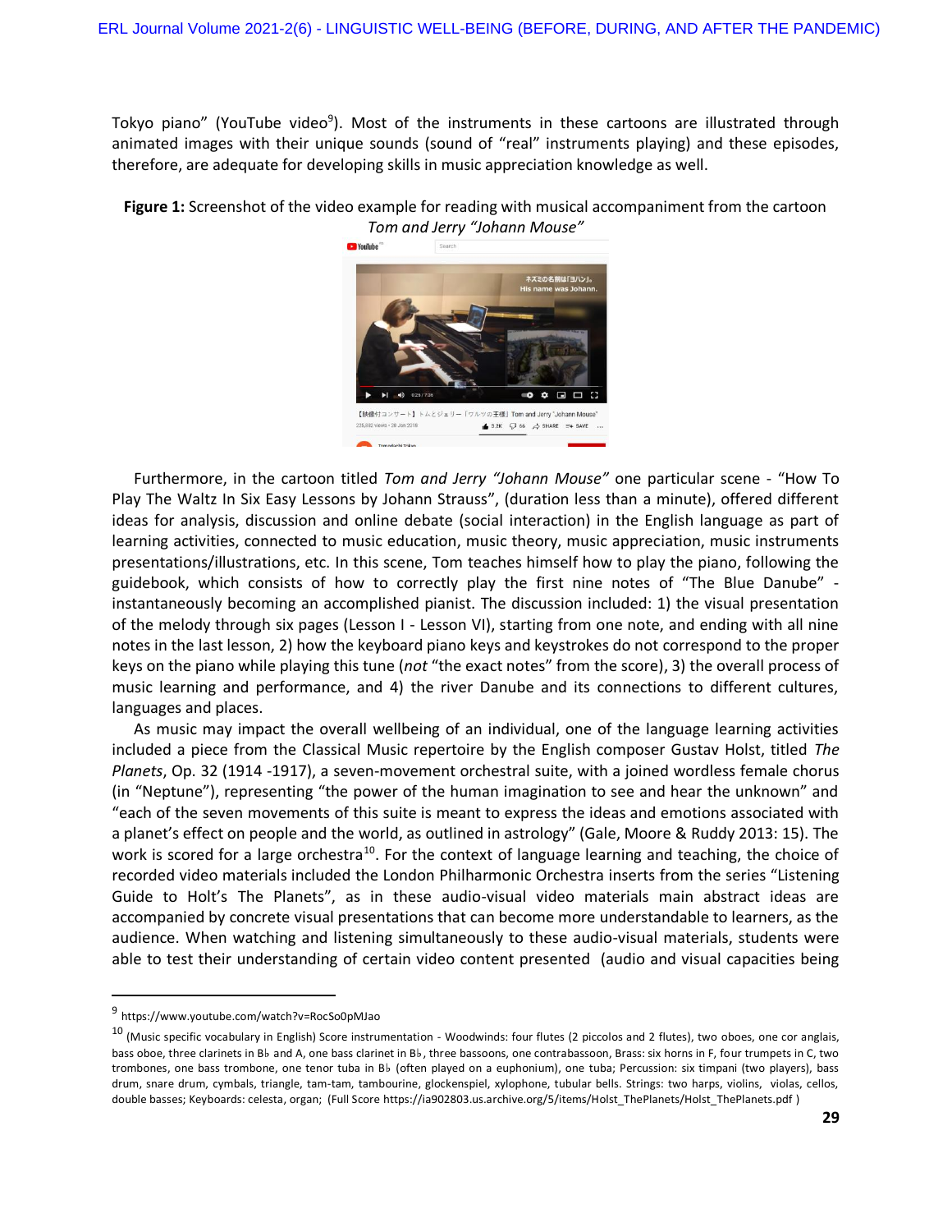Tokyo piano" (YouTube video[9]). Most of the instruments in these cartoons are illustrated through animated images with their unique sounds (sound of "real" instruments playing) and these episodes, therefore, are adequate for developing skills in music appreciation knowledge as well.

**Figure 1:** Screenshot of the video example for reading with musical accompaniment from the cartoon *Tom and Jerry "Johann Mouse"*

Furthermore, in the cartoon titled *Tom and Jerry "Johann Mouse"* one particular scene - "How To Play The Waltz In Six Easy Lessons by Johann Strauss", (duration less than a minute), offered different ideas for analysis, discussion and online debate (social interaction) in the English language as part of learning activities, connected to music education, music theory, music appreciation, music instruments presentations/illustrations, etc. In this scene, Tom teaches himself how to play the piano, following the guidebook, which consists of how to correctly play the first nine notes of "The Blue Danube" - instantaneously becoming an accomplished pianist. The discussion included: 1) the visual presentation of the melody through six pages (Lesson I - Lesson VI), starting from one note, and ending with all nine notes in the last lesson, 2) how the keyboard piano keys and keystrokes do not correspond to the proper keys on the piano while playing this tune (*not* "the exact notes" from the score), 3) the overall process of music learning and performance, and 4) the river Danube and its connections to different cultures, languages and places.

As music may impact the overall wellbeing of an individual, one of the language learning activities included a piece from the Classical Music repertoire by the English composer Gustav Holst, titled *The Planets*, Op. 32 (1914 -1917), a seven-movement orchestral suite, with a joined wordless female chorus (in "Neptune"), representing "the power of the human imagination to see and hear the unknown" and "each of the seven movements of this suite is meant to express the ideas and emotions associated with a planet's effect on people and the world, as outlined in astrology" (Gale, Moore & Ruddy 2013: 15). The work is scored for a large orchestra[10]. For the context of language learning and teaching, the choice of recorded video materials included the London Philharmonic Orchestra inserts from the series "Listening Guide to Holt's The Planets", as in these audio-visual video materials main abstract ideas are accompanied by concrete visual presentations that can become more understandable to learners, as the audience. When watching and listening simultaneously to these audio-visual materials, students were able to test their understanding of certain video content presented (audio and visual capacities being

---

[9] https://www.youtube.com/watch?v=RocSo0pMJao

[10] (Music specific vocabulary in English) Score instrumentation - Woodwinds: four flutes (2 piccolos and 2 flutes), two oboes, one cor anglais, bass oboe, three clarinets in B♭ and A, one bass clarinet in B♭, three bassoons, one contrabassoon, Brass: six horns in F, four trumpets in C, two trombones, one bass trombone, one tenor tuba in B♭ (often played on a euphonium), one tuba; Percussion: six timpani (two players), bass drum, snare drum, cymbals, triangle, tam-tam, tambourine, glockenspiel, xylophone, tubular bells. Strings: two harps, violins, violas, cellos, double basses; Keyboards: celesta, organ; (Full Score https://ia902803.us.archive.org/5/items/Holst_ThePlanets/Holst_ThePlanets.pdf )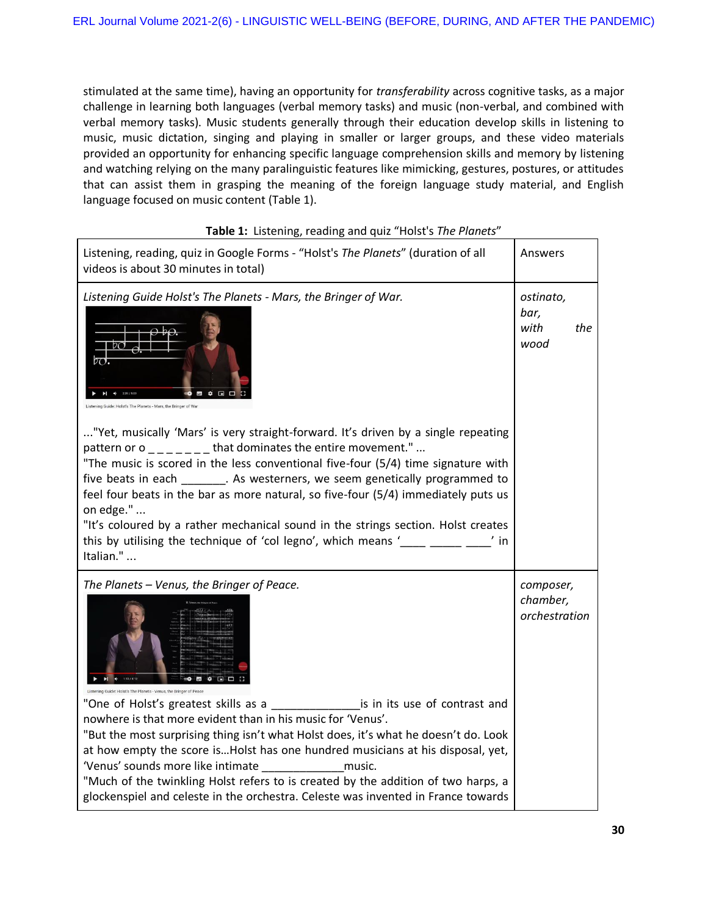stimulated at the same time), having an opportunity for *transferability* across cognitive tasks, as a major challenge in learning both languages (verbal memory tasks) and music (non-verbal, and combined with verbal memory tasks). Music students generally through their education develop skills in listening to music, music dictation, singing and playing in smaller or larger groups, and these video materials provided an opportunity for enhancing specific language comprehension skills and memory by listening and watching relying on the many paralinguistic features like mimicking, gestures, postures, or attitudes that can assist them in grasping the meaning of the foreign language study material, and English language focused on music content (Table 1).

**Table 1:** Listening, reading and quiz "Holst's *The Planets*"

| Listening, reading, quiz in Google Forms - "Holst's *The Planets*" (duration of all videos is about 30 minutes in total) | Answers |
|---|---|
| *Listening Guide Holst's The Planets - Mars, the Bringer of War.*<br><br>Listening Guide: Holst's The Planets - Mars, the Bringer of War<br><br>..."Yet, musically 'Mars' is very straight-forward. It's driven by a single repeating pattern or o _ _ _ _ _ _ _ that dominates the entire movement." ...<br>"The music is scored in the less conventional five-four (5/4) time signature with five beats in each _______. As westerners, we seem genetically programmed to feel four beats in the bar as more natural, so five-four (5/4) immediately puts us on edge." ...<br>"It's coloured by a rather mechanical sound in the strings section. Holst creates this by utilising the technique of 'col legno', which means '____ _____ ____' in Italian." ... | *ostinato, bar, with the wood* |
| *The Planets – Venus, the Bringer of Peace.*<br><br>Listening Guide: Holst's The Planets - Venus, the Bringer of Peace<br><br>"One of Holst's greatest skills as a _____________is in its use of contrast and nowhere is that more evident than in his music for 'Venus'.<br>"But the most surprising thing isn't what Holst does, it's what he doesn't do. Look at how empty the score is…Holst has one hundred musicians at his disposal, yet, 'Venus' sounds more like intimate _____________music.<br>"Much of the twinkling Holst refers to is created by the addition of two harps, a glockenspiel and celeste in the orchestra. Celeste was invented in France towards | *composer, chamber, orchestration* |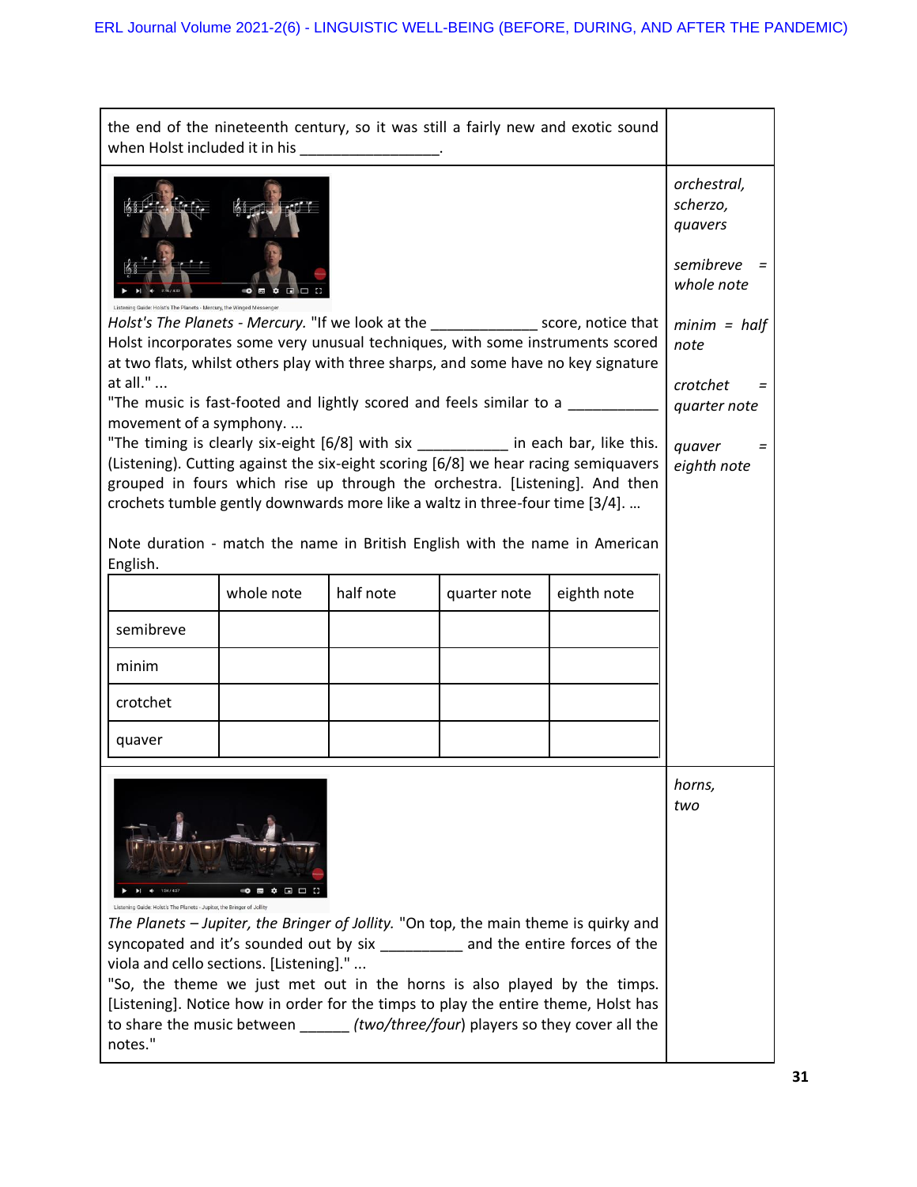| | |
|---|---|
| the end of the nineteenth century, so it was still a fairly new and exotic sound when Holst included it in his ________________. | |
| Listening Guide: Holst's The Planets - Mercury, the Winged Messenger<br><br>*Holst's The Planets - Mercury.* "If we look at the ____________ score, notice that Holst incorporates some very unusual techniques, with some instruments scored at two flats, whilst others play with three sharps, and some have no key signature at all." ...<br>"The music is fast-footed and lightly scored and feels similar to a __________ movement of a symphony. ...<br>"The timing is clearly six-eight [6/8] with six __________ in each bar, like this. (Listening). Cutting against the six-eight scoring [6/8] we hear racing semiquavers grouped in fours which rise up through the orchestra. [Listening]. And then crochets tumble gently downwards more like a waltz in three-four time [3/4]. ...<br><br>Note duration - match the name in British English with the name in American English. | *orchestral, scherzo, quavers*<br><br>*semibreve = whole note*<br><br>*minim = half note*<br><br>*crotchet = quarter note*<br><br>*quaver = eighth note* |
| Listening Guide: Holst's The Planets - Jupiter, the Bringer of Jollity<br><br>*The Planets – Jupiter, the Bringer of Jollity.* "On top, the main theme is quirky and syncopated and it's sounded out by six _________ and the entire forces of the viola and cello sections. [Listening]." ...<br>"So, the theme we just met out in the horns is also played by the timps. [Listening]. Notice how in order for the timps to play the entire theme, Holst has to share the music between ______ *(two/three/four)* players so they cover all the notes." | *horns, two* |

| | whole note | half note | quarter note | eighth note |
|---|---|---|---|---|
| semibreve | | | | |
| minim | | | | |
| crotchet | | | | |
| quaver | | | | |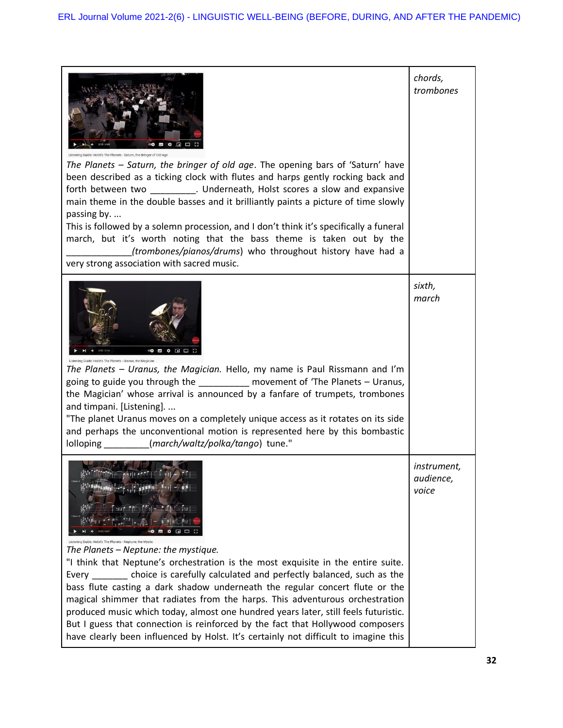| | |
|---|---|
| Listening Guide: Holst's The Planets - Saturn, the Bringer of Old Age<br>*The Planets – Saturn, the bringer of old age*. The opening bars of 'Saturn' have been described as a ticking clock with flutes and harps gently rocking back and forth between two _________. Underneath, Holst scores a slow and expansive main theme in the double basses and it brilliantly paints a picture of time slowly passing by. ...<br>This is followed by a solemn procession, and I don't think it's specifically a funeral march, but it's worth noting that the bass theme is taken out by the _____________*(trombones/pianos/drums)* who throughout history have had a very strong association with sacred music. | *chords, trombones* |
| Listening Guide: Holst's The Planets - Uranus, the Magician<br>*The Planets – Uranus, the Magician.* Hello, my name is Paul Rissmann and I'm going to guide you through the __________ movement of 'The Planets – Uranus, the Magician' whose arrival is announced by a fanfare of trumpets, trombones and timpani. [Listening]. ...<br>"The planet Uranus moves on a completely unique access as it rotates on its side and perhaps the unconventional motion is represented here by this bombastic lolloping _________*(march/waltz/polka/tango)* tune." | *sixth, march* |
| Listening Guide: Holst's The Planets - Neptune, the Mystic<br>*The Planets – Neptune: the mystique.*<br>"I think that Neptune's orchestration is the most exquisite in the entire suite. Every _______ choice is carefully calculated and perfectly balanced, such as the bass flute casting a dark shadow underneath the regular concert flute or the magical shimmer that radiates from the harps. This adventurous orchestration produced music which today, almost one hundred years later, still feels futuristic. But I guess that connection is reinforced by the fact that Hollywood composers have clearly been influenced by Holst. It's certainly not difficult to imagine this | *instrument, audience, voice* |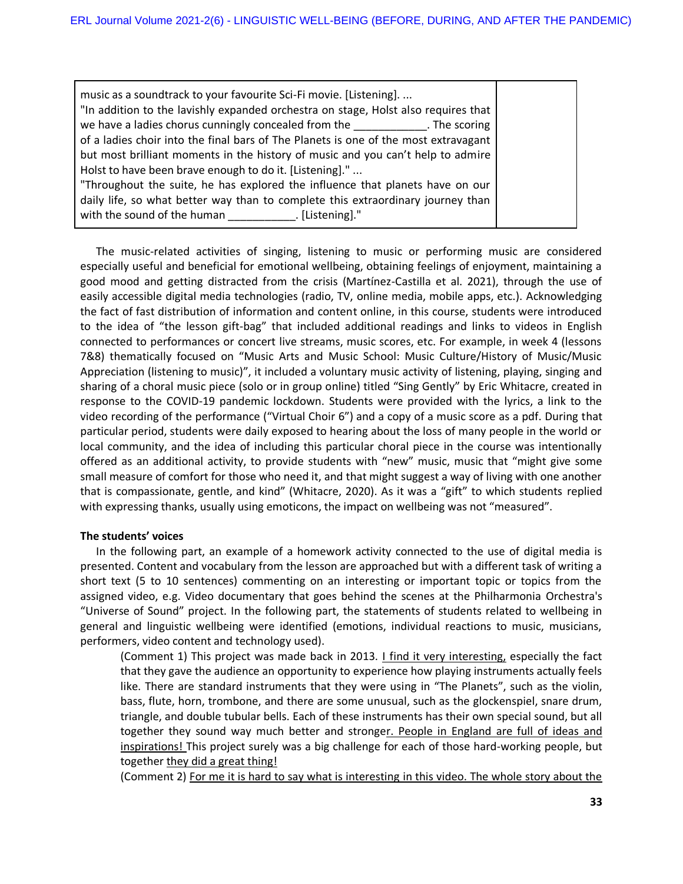| | |
|---|---|
| music as a soundtrack to your favourite Sci-Fi movie. [Listening]. ...<br>"In addition to the lavishly expanded orchestra on stage, Holst also requires that we have a ladies chorus cunningly concealed from the ____________. The scoring of a ladies choir into the final bars of The Planets is one of the most extravagant but most brilliant moments in the history of music and you can't help to admire Holst to have been brave enough to do it. [Listening]." ...<br>"Throughout the suite, he has explored the influence that planets have on our daily life, so what better way than to complete this extraordinary journey than with the sound of the human ___________. [Listening]." | |

The music-related activities of singing, listening to music or performing music are considered especially useful and beneficial for emotional wellbeing, obtaining feelings of enjoyment, maintaining a good mood and getting distracted from the crisis (Martínez-Castilla et al. 2021), through the use of easily accessible digital media technologies (radio, TV, online media, mobile apps, etc.). Acknowledging the fact of fast distribution of information and content online, in this course, students were introduced to the idea of "the lesson gift-bag" that included additional readings and links to videos in English connected to performances or concert live streams, music scores, etc. For example, in week 4 (lessons 7&8) thematically focused on "Music Arts and Music School: Music Culture/History of Music/Music Appreciation (listening to music)", it included a voluntary music activity of listening, playing, singing and sharing of a choral music piece (solo or in group online) titled "Sing Gently" by Eric Whitacre, created in response to the COVID-19 pandemic lockdown. Students were provided with the lyrics, a link to the video recording of the performance ("Virtual Choir 6") and a copy of a music score as a pdf. During that particular period, students were daily exposed to hearing about the loss of many people in the world or local community, and the idea of including this particular choral piece in the course was intentionally offered as an additional activity, to provide students with "new" music, music that "might give some small measure of comfort for those who need it, and that might suggest a way of living with one another that is compassionate, gentle, and kind" (Whitacre, 2020). As it was a "gift" to which students replied with expressing thanks, usually using emoticons, the impact on wellbeing was not "measured".

**The students' voices**

In the following part, an example of a homework activity connected to the use of digital media is presented. Content and vocabulary from the lesson are approached but with a different task of writing a short text (5 to 10 sentences) commenting on an interesting or important topic or topics from the assigned video, e.g. Video documentary that goes behind the scenes at the Philharmonia Orchestra's "Universe of Sound" project. In the following part, the statements of students related to wellbeing in general and linguistic wellbeing were identified (emotions, individual reactions to music, musicians, performers, video content and technology used).

> (Comment 1) This project was made back in 2013. I find it very interesting, especially the fact that they gave the audience an opportunity to experience how playing instruments actually feels like. There are standard instruments that they were using in "The Planets", such as the violin, bass, flute, horn, trombone, and there are some unusual, such as the glockenspiel, snare drum, triangle, and double tubular bells. Each of these instruments has their own special sound, but all together they sound way much better and stronger. People in England are full of ideas and inspirations! This project surely was a big challenge for each of those hard-working people, but together they did a great thing!
>
> (Comment 2) For me it is hard to say what is interesting in this video. The whole story about the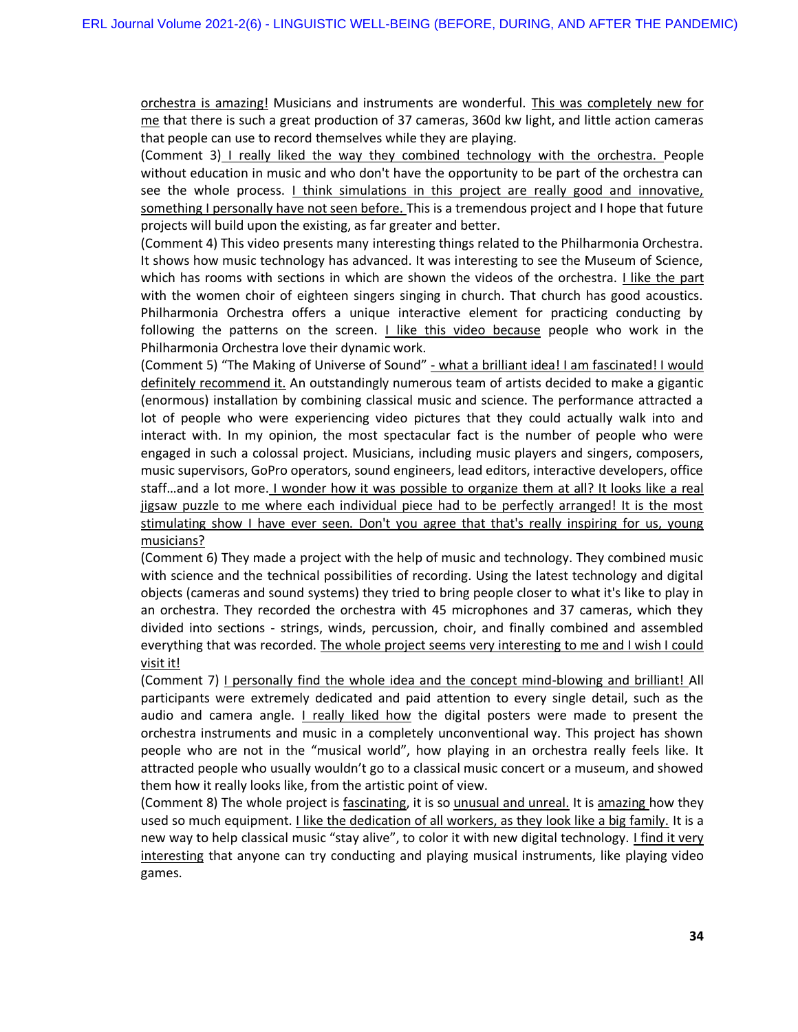orchestra is amazing! Musicians and instruments are wonderful. This was completely new for me that there is such a great production of 37 cameras, 360d kw light, and little action cameras that people can use to record themselves while they are playing.

(Comment 3) I really liked the way they combined technology with the orchestra. People without education in music and who don't have the opportunity to be part of the orchestra can see the whole process. I think simulations in this project are really good and innovative, something I personally have not seen before. This is a tremendous project and I hope that future projects will build upon the existing, as far greater and better.

(Comment 4) This video presents many interesting things related to the Philharmonia Orchestra. It shows how music technology has advanced. It was interesting to see the Museum of Science, which has rooms with sections in which are shown the videos of the orchestra. I like the part with the women choir of eighteen singers singing in church. That church has good acoustics. Philharmonia Orchestra offers a unique interactive element for practicing conducting by following the patterns on the screen. I like this video because people who work in the Philharmonia Orchestra love their dynamic work.

(Comment 5) "The Making of Universe of Sound" - what a brilliant idea! I am fascinated! I would definitely recommend it. An outstandingly numerous team of artists decided to make a gigantic (enormous) installation by combining classical music and science. The performance attracted a lot of people who were experiencing video pictures that they could actually walk into and interact with. In my opinion, the most spectacular fact is the number of people who were engaged in such a colossal project. Musicians, including music players and singers, composers, music supervisors, GoPro operators, sound engineers, lead editors, interactive developers, office staff…and a lot more. I wonder how it was possible to organize them at all? It looks like a real jigsaw puzzle to me where each individual piece had to be perfectly arranged! It is the most stimulating show I have ever seen. Don't you agree that that's really inspiring for us, young musicians?

(Comment 6) They made a project with the help of music and technology. They combined music with science and the technical possibilities of recording. Using the latest technology and digital objects (cameras and sound systems) they tried to bring people closer to what it's like to play in an orchestra. They recorded the orchestra with 45 microphones and 37 cameras, which they divided into sections - strings, winds, percussion, choir, and finally combined and assembled everything that was recorded. The whole project seems very interesting to me and I wish I could visit it!

(Comment 7) I personally find the whole idea and the concept mind-blowing and brilliant! All participants were extremely dedicated and paid attention to every single detail, such as the audio and camera angle. I really liked how the digital posters were made to present the orchestra instruments and music in a completely unconventional way. This project has shown people who are not in the "musical world", how playing in an orchestra really feels like. It attracted people who usually wouldn't go to a classical music concert or a museum, and showed them how it really looks like, from the artistic point of view.

(Comment 8) The whole project is fascinating, it is so unusual and unreal. It is amazing how they used so much equipment. I like the dedication of all workers, as they look like a big family. It is a new way to help classical music "stay alive", to color it with new digital technology. I find it very interesting that anyone can try conducting and playing musical instruments, like playing video games.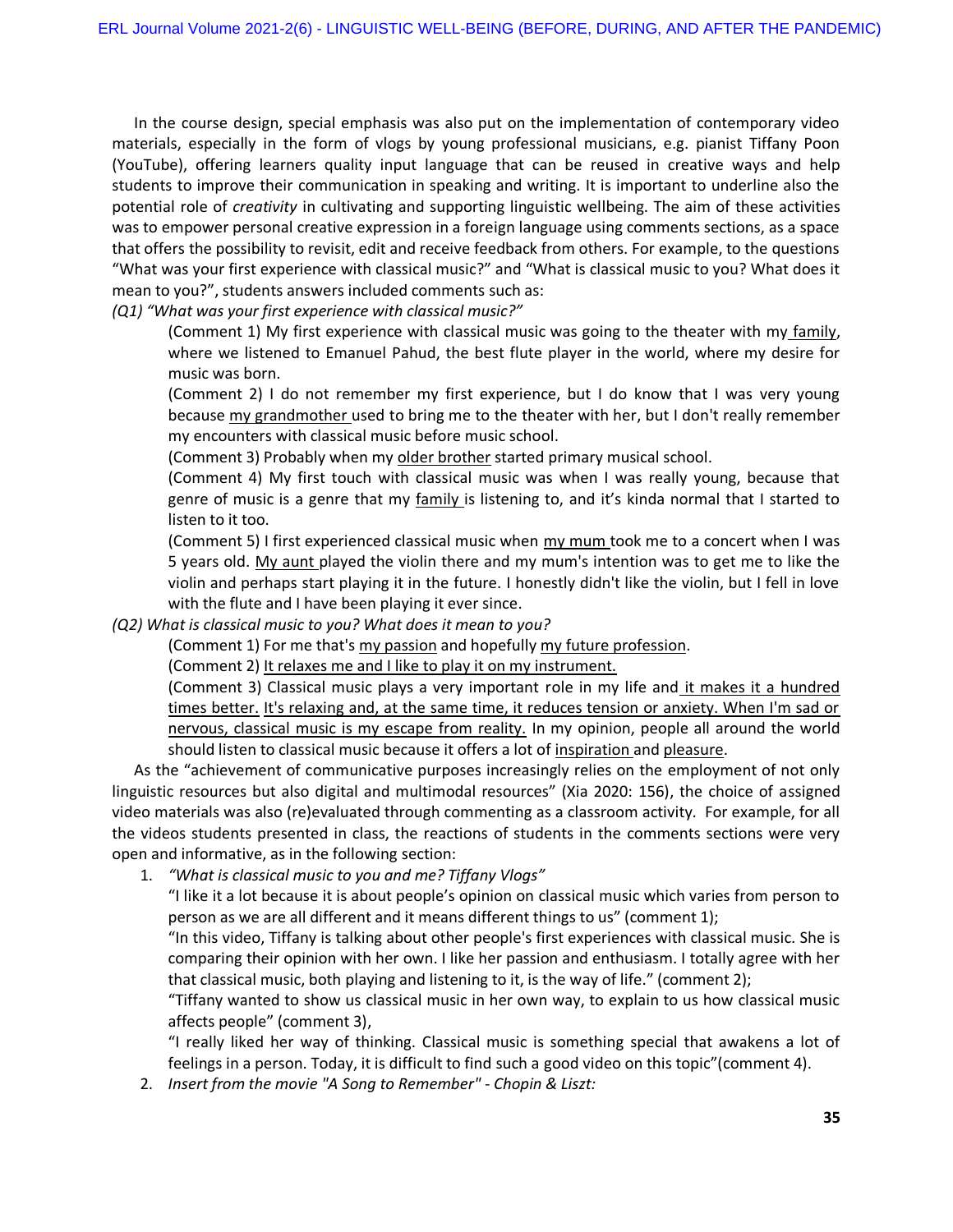In the course design, special emphasis was also put on the implementation of contemporary video materials, especially in the form of vlogs by young professional musicians, e.g. pianist Tiffany Poon (YouTube), offering learners quality input language that can be reused in creative ways and help students to improve their communication in speaking and writing. It is important to underline also the potential role of *creativity* in cultivating and supporting linguistic wellbeing. The aim of these activities was to empower personal creative expression in a foreign language using comments sections, as a space that offers the possibility to revisit, edit and receive feedback from others. For example, to the questions "What was your first experience with classical music?" and "What is classical music to you? What does it mean to you?", students answers included comments such as:

*(Q1) "What was your first experience with classical music?"*

> (Comment 1) My first experience with classical music was going to the theater with my <u>family</u>, where we listened to Emanuel Pahud, the best flute player in the world, where my desire for music was born.
>
> (Comment 2) I do not remember my first experience, but I do know that I was very young because <u>my grandmother</u> used to bring me to the theater with her, but I don't really remember my encounters with classical music before music school.
>
> (Comment 3) Probably when my <u>older brother</u> started primary musical school.
>
> (Comment 4) My first touch with classical music was when I was really young, because that genre of music is a genre that my <u>family</u> is listening to, and it's kinda normal that I started to listen to it too.
>
> (Comment 5) I first experienced classical music when <u>my mum</u> took me to a concert when I was 5 years old. <u>My aunt</u> played the violin there and my mum's intention was to get me to like the violin and perhaps start playing it in the future. I honestly didn't like the violin, but I fell in love with the flute and I have been playing it ever since.

*(Q2) What is classical music to you? What does it mean to you?*

> (Comment 1) For me that's <u>my passion</u> and hopefully <u>my future profession</u>.
>
> (Comment 2) <u>It relaxes me and I like to play it on my instrument.</u>
>
> (Comment 3) Classical music plays a very important role in my life and <u>it makes it a hundred times better.</u> <u>It's relaxing and, at the same time, it reduces tension or anxiety. When I'm sad or nervous, classical music is my escape from reality.</u> In my opinion, people all around the world should listen to classical music because it offers a lot of <u>inspiration</u> and <u>pleasure</u>.

As the "achievement of communicative purposes increasingly relies on the employment of not only linguistic resources but also digital and multimodal resources" (Xia 2020: 156), the choice of assigned video materials was also (re)evaluated through commenting as a classroom activity. For example, for all the videos students presented in class, the reactions of students in the comments sections were very open and informative, as in the following section:

1. *"What is classical music to you and me? Tiffany Vlogs"*

   "I like it a lot because it is about people's opinion on classical music which varies from person to person as we are all different and it means different things to us" (comment 1);

   "In this video, Tiffany is talking about other people's first experiences with classical music. She is comparing their opinion with her own. I like her passion and enthusiasm. I totally agree with her that classical music, both playing and listening to it, is the way of life." (comment 2);

   "Tiffany wanted to show us classical music in her own way, to explain to us how classical music affects people" (comment 3),

   "I really liked her way of thinking. Classical music is something special that awakens a lot of feelings in a person. Today, it is difficult to find such a good video on this topic"(comment 4).

2. *Insert from the movie "A Song to Remember" - Chopin & Liszt:*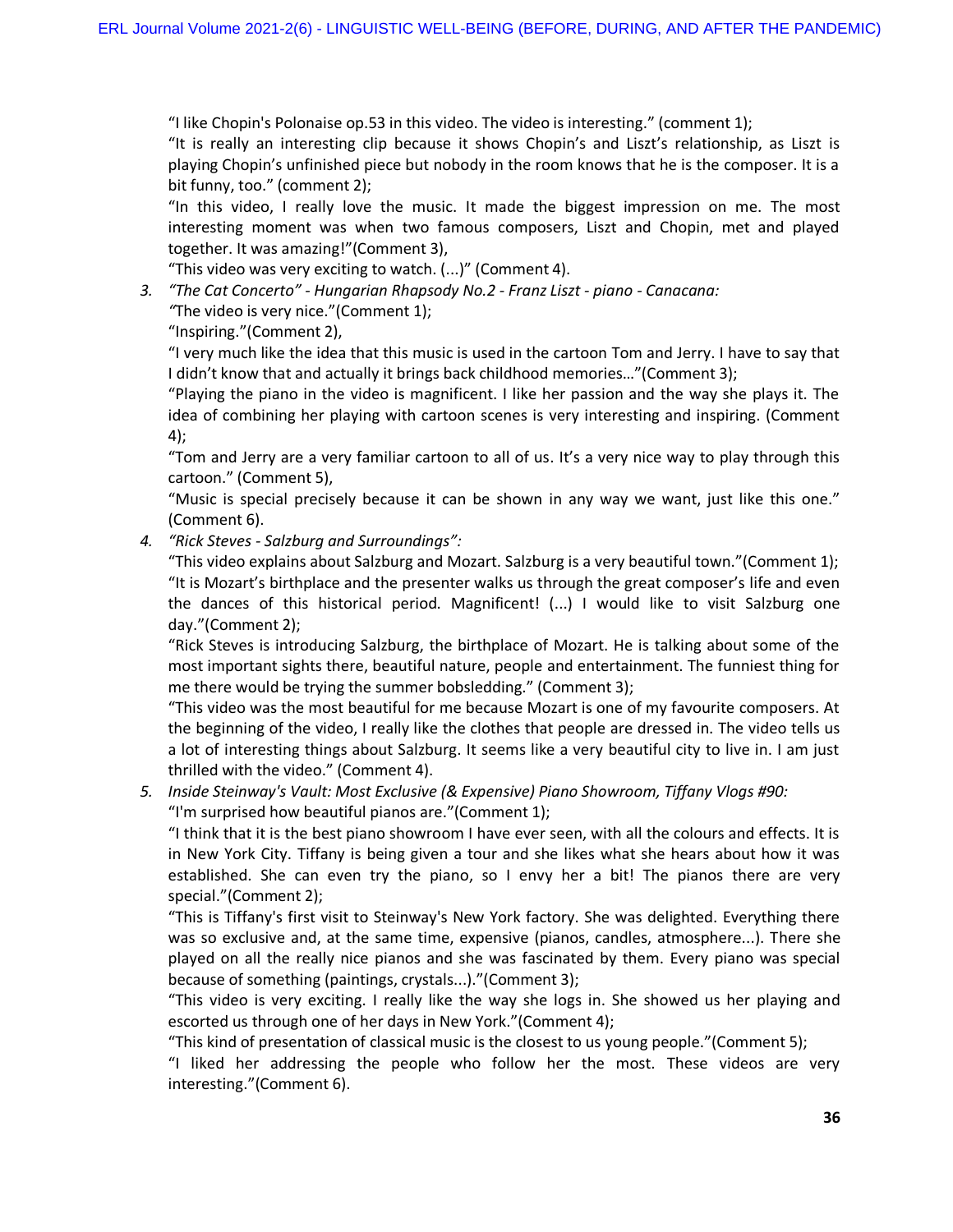"I like Chopin's Polonaise op.53 in this video. The video is interesting." (comment 1);

"It is really an interesting clip because it shows Chopin's and Liszt's relationship, as Liszt is playing Chopin's unfinished piece but nobody in the room knows that he is the composer. It is a bit funny, too." (comment 2);

"In this video, I really love the music. It made the biggest impression on me. The most interesting moment was when two famous composers, Liszt and Chopin, met and played together. It was amazing!"(Comment 3),

"This video was very exciting to watch. (...)" (Comment 4).

3. *"The Cat Concerto" - Hungarian Rhapsody No.2 - Franz Liszt - piano - Canacana:*

   *"*The video is very nice."(Comment 1);

   "Inspiring."(Comment 2),

   "I very much like the idea that this music is used in the cartoon Tom and Jerry. I have to say that I didn't know that and actually it brings back childhood memories…"(Comment 3);

   "Playing the piano in the video is magnificent. I like her passion and the way she plays it. The idea of combining her playing with cartoon scenes is very interesting and inspiring. (Comment 4);

   "Tom and Jerry are a very familiar cartoon to all of us. It's a very nice way to play through this cartoon." (Comment 5),

   "Music is special precisely because it can be shown in any way we want, just like this one." (Comment 6).

4. *"Rick Steves - Salzburg and Surroundings":*

   "This video explains about Salzburg and Mozart. Salzburg is a very beautiful town."(Comment 1);

   "It is Mozart's birthplace and the presenter walks us through the great composer's life and even the dances of this historical period. Magnificent! (...) I would like to visit Salzburg one day."(Comment 2);

   "Rick Steves is introducing Salzburg, the birthplace of Mozart. He is talking about some of the most important sights there, beautiful nature, people and entertainment. The funniest thing for me there would be trying the summer bobsledding." (Comment 3);

   "This video was the most beautiful for me because Mozart is one of my favourite composers. At the beginning of the video, I really like the clothes that people are dressed in. The video tells us a lot of interesting things about Salzburg. It seems like a very beautiful city to live in. I am just thrilled with the video." (Comment 4).

5. *Inside Steinway's Vault: Most Exclusive (& Expensive) Piano Showroom, Tiffany Vlogs #90:*

   "I'm surprised how beautiful pianos are."(Comment 1);

   "I think that it is the best piano showroom I have ever seen, with all the colours and effects. It is in New York City. Tiffany is being given a tour and she likes what she hears about how it was established. She can even try the piano, so I envy her a bit! The pianos there are very special."(Comment 2);

   "This is Tiffany's first visit to Steinway's New York factory. She was delighted. Everything there was so exclusive and, at the same time, expensive (pianos, candles, atmosphere...). There she played on all the really nice pianos and she was fascinated by them. Every piano was special because of something (paintings, crystals...)."(Comment 3);

   "This video is very exciting. I really like the way she logs in. She showed us her playing and escorted us through one of her days in New York."(Comment 4);

   "This kind of presentation of classical music is the closest to us young people."(Comment 5);

   "I liked her addressing the people who follow her the most. These videos are very interesting."(Comment 6).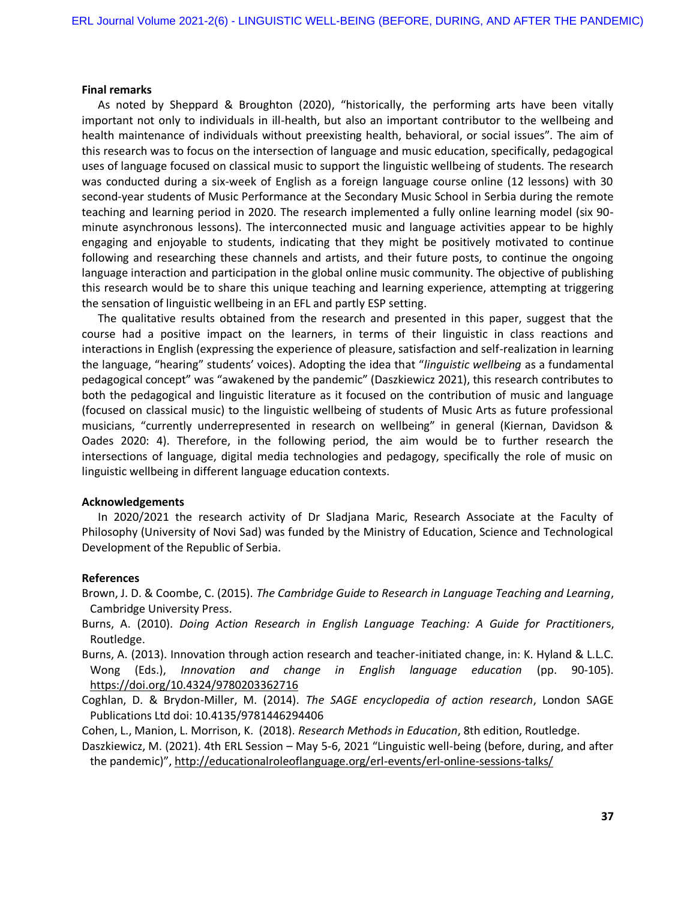**Final remarks**

As noted by Sheppard & Broughton (2020), "historically, the performing arts have been vitally important not only to individuals in ill-health, but also an important contributor to the wellbeing and health maintenance of individuals without preexisting health, behavioral, or social issues". The aim of this research was to focus on the intersection of language and music education, specifically, pedagogical uses of language focused on classical music to support the linguistic wellbeing of students. The research was conducted during a six-week of English as a foreign language course online (12 lessons) with 30 second-year students of Music Performance at the Secondary Music School in Serbia during the remote teaching and learning period in 2020. The research implemented a fully online learning model (six 90-minute asynchronous lessons). The interconnected music and language activities appear to be highly engaging and enjoyable to students, indicating that they might be positively motivated to continue following and researching these channels and artists, and their future posts, to continue the ongoing language interaction and participation in the global online music community. The objective of publishing this research would be to share this unique teaching and learning experience, attempting at triggering the sensation of linguistic wellbeing in an EFL and partly ESP setting.

The qualitative results obtained from the research and presented in this paper, suggest that the course had a positive impact on the learners, in terms of their linguistic in class reactions and interactions in English (expressing the experience of pleasure, satisfaction and self-realization in learning the language, "hearing" students' voices). Adopting the idea that "*linguistic wellbeing* as a fundamental pedagogical concept" was "awakened by the pandemic" (Daszkiewicz 2021), this research contributes to both the pedagogical and linguistic literature as it focused on the contribution of music and language (focused on classical music) to the linguistic wellbeing of students of Music Arts as future professional musicians, "currently underrepresented in research on wellbeing" in general (Kiernan, Davidson & Oades 2020: 4). Therefore, in the following period, the aim would be to further research the intersections of language, digital media technologies and pedagogy, specifically the role of music on linguistic wellbeing in different language education contexts.

**Acknowledgements**

In 2020/2021 the research activity of Dr Sladjana Maric, Research Associate at the Faculty of Philosophy (University of Novi Sad) was funded by the Ministry of Education, Science and Technological Development of the Republic of Serbia.

**References**

Brown, J. D. & Coombe, C. (2015). *The Cambridge Guide to Research in Language Teaching and Learning*, Cambridge University Press.

Burns, A. (2010). *Doing Action Research in English Language Teaching: A Guide for Practitioners*, Routledge.

Burns, A. (2013). Innovation through action research and teacher-initiated change, in: K. Hyland & L.L.C. Wong (Eds.), *Innovation and change in English language education* (pp. 90-105). https://doi.org/10.4324/9780203362716

Coghlan, D. & Brydon-Miller, M. (2014). *The SAGE encyclopedia of action research*, London SAGE Publications Ltd doi: 10.4135/9781446294406

Cohen, L., Manion, L. Morrison, K. (2018). *Research Methods in Education*, 8th edition, Routledge.

Daszkiewicz, M. (2021). 4th ERL Session – May 5-6, 2021 "Linguistic well-being (before, during, and after the pandemic)", http://educationalroleoflanguage.org/erl-events/erl-online-sessions-talks/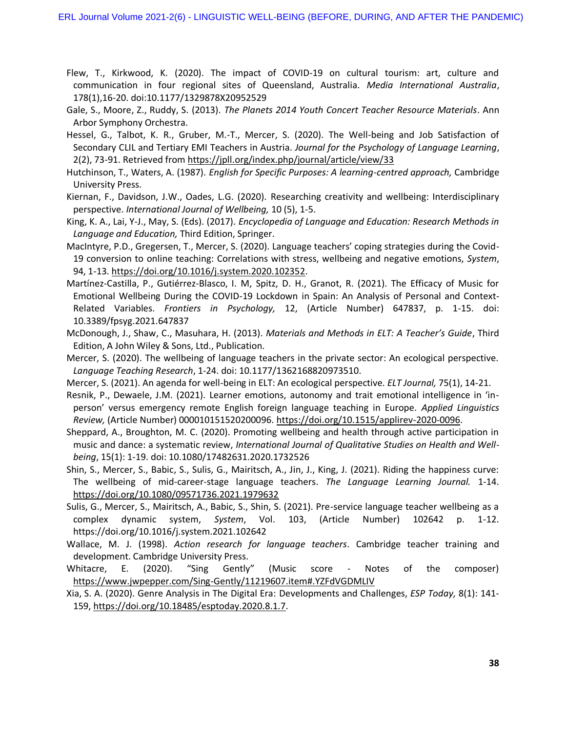Flew, T., Kirkwood, K. (2020). The impact of COVID-19 on cultural tourism: art, culture and communication in four regional sites of Queensland, Australia. *Media International Australia*, 178(1),16-20. doi:10.1177/1329878X20952529

Gale, S., Moore, Z., Ruddy, S. (2013). *The Planets 2014 Youth Concert Teacher Resource Materials*. Ann Arbor Symphony Orchestra.

Hessel, G., Talbot, K. R., Gruber, M.-T., Mercer, S. (2020). The Well-being and Job Satisfaction of Secondary CLIL and Tertiary EMI Teachers in Austria. *Journal for the Psychology of Language Learning*, 2(2), 73-91. Retrieved from https://jpll.org/index.php/journal/article/view/33

Hutchinson, T., Waters, A. (1987). *English for Specific Purposes: A learning-centred approach,* Cambridge University Press.

Kiernan, F., Davidson, J.W., Oades, L.G. (2020). Researching creativity and wellbeing: Interdisciplinary perspective. *International Journal of Wellbeing,* 10 (5), 1-5.

King, K. A., Lai, Y-J., May, S. (Eds). (2017). *Encyclopedia of Language and Education: Research Methods in Language and Education,* Third Edition, Springer.

MacIntyre, P.D., Gregersen, T., Mercer, S. (2020). Language teachers' coping strategies during the Covid-19 conversion to online teaching: Correlations with stress, wellbeing and negative emotions, *System*, 94, 1-13. https://doi.org/10.1016/j.system.2020.102352.

Martínez-Castilla, P., Gutiérrez-Blasco, I. M, Spitz, D. H., Granot, R. (2021). The Efficacy of Music for Emotional Wellbeing During the COVID-19 Lockdown in Spain: An Analysis of Personal and Context-Related Variables. *Frontiers in Psychology,* 12, (Article Number) 647837, p. 1-15. doi: 10.3389/fpsyg.2021.647837

McDonough, J., Shaw, C., Masuhara, H. (2013). *Materials and Methods in ELT: A Teacher's Guide*, Third Edition, A John Wiley & Sons, Ltd., Publication.

Mercer, S. (2020). The wellbeing of language teachers in the private sector: An ecological perspective. *Language Teaching Research*, 1-24. doi: 10.1177/1362168820973510.

Mercer, S. (2021). An agenda for well-being in ELT: An ecological perspective. *ELT Journal,* 75(1), 14-21.

Resnik, P., Dewaele, J.M. (2021). Learner emotions, autonomy and trait emotional intelligence in 'in-person' versus emergency remote English foreign language teaching in Europe. *Applied Linguistics Review,* (Article Number) 000010151520200096. https://doi.org/10.1515/applirev-2020-0096.

Sheppard, A., Broughton, M. C. (2020). Promoting wellbeing and health through active participation in music and dance: a systematic review, *International Journal of Qualitative Studies on Health and Well-being*, 15(1): 1-19. doi: 10.1080/17482631.2020.1732526

Shin, S., Mercer, S., Babic, S., Sulis, G., Mairitsch, A., Jin, J., King, J. (2021). Riding the happiness curve: The wellbeing of mid-career-stage language teachers. *The Language Learning Journal.* 1-14. https://doi.org/10.1080/09571736.2021.1979632

Sulis, G., Mercer, S., Mairitsch, A., Babic, S., Shin, S. (2021). Pre-service language teacher wellbeing as a complex dynamic system, *System*, Vol. 103, (Article Number) 102642 p. 1-12. https://doi.org/10.1016/j.system.2021.102642

Wallace, M. J. (1998). *Action research for language teachers*. Cambridge teacher training and development. Cambridge University Press.

Whitacre, E. (2020). "Sing Gently" (Music score - Notes of the composer) https://www.jwpepper.com/Sing-Gently/11219607.item#.YZFdVGDMLIV

Xia, S. A. (2020). Genre Analysis in The Digital Era: Developments and Challenges, *ESP Today,* 8(1): 141-159, https://doi.org/10.18485/esptoday.2020.8.1.7.